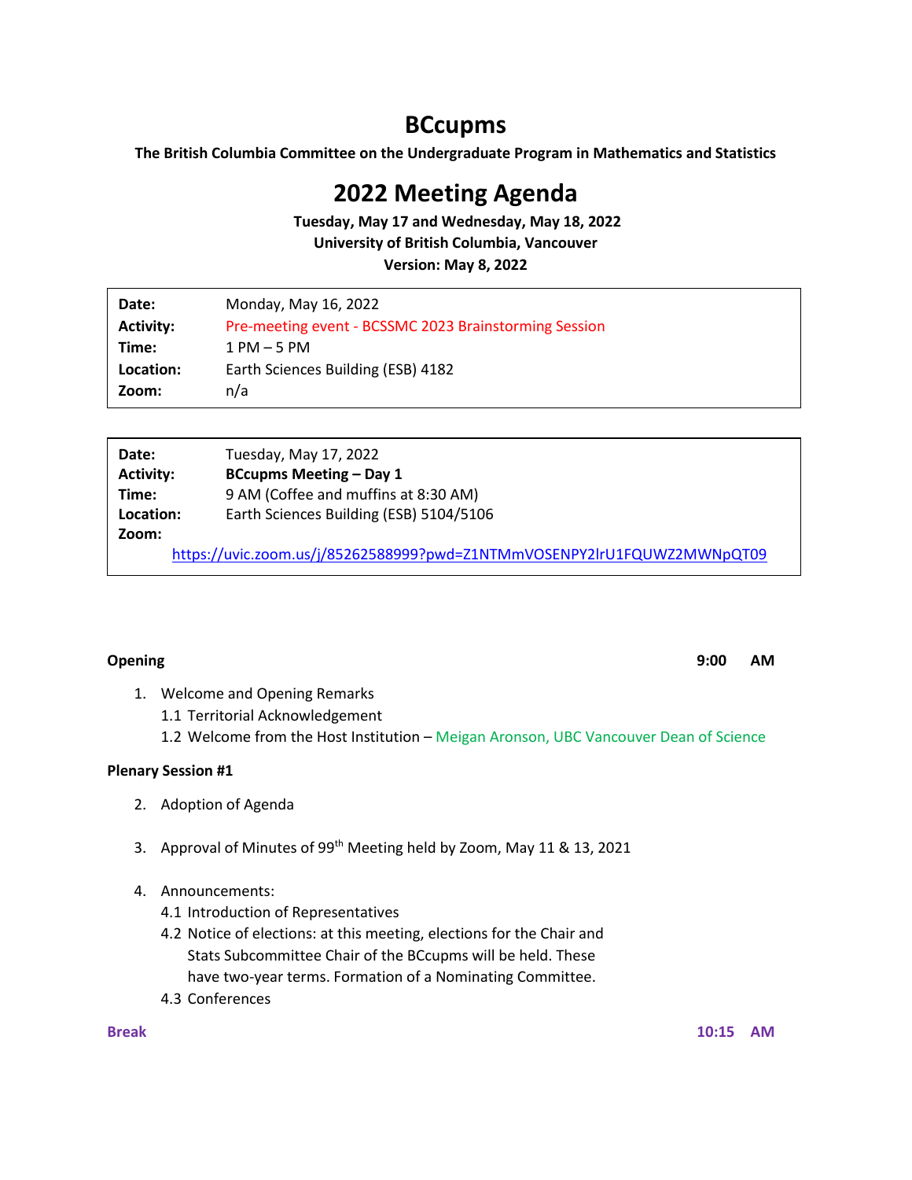# BCcupms

**The British Columbia Committee on the Undergraduate Program in Mathematics and Statistics**

# 2022 Meeting Agenda

**Tuesday, May 17 and Wednesday, May 18, 2022**
**University of British Columbia, Vancouver**
**Version: May 8, 2022**

| | |
|---|---|
| **Date:** | Monday, May 16, 2022 |
| **Activity:** | Pre-meeting event - BCSSMC 2023 Brainstorming Session |
| **Time:** | 1 PM – 5 PM |
| **Location:** | Earth Sciences Building (ESB) 4182 |
| **Zoom:** | n/a |

| | |
|---|---|
| **Date:** | Tuesday, May 17, 2022 |
| **Activity:** | **BCcupms Meeting – Day 1** |
| **Time:** | 9 AM (Coffee and muffins at 8:30 AM) |
| **Location:** | Earth Sciences Building (ESB) 5104/5106 |
| **Zoom:** | https://uvic.zoom.us/j/85262588999?pwd=Z1NTMmVOSENPY2lrU1FQUWZ2MWNpQT09 |

**Opening** 9:00 AM

1. Welcome and Opening Remarks
   - 1.1 Territorial Acknowledgement
   - 1.2 Welcome from the Host Institution – Meigan Aronson, UBC Vancouver Dean of Science

**Plenary Session #1**

2. Adoption of Agenda

3. Approval of Minutes of 99th Meeting held by Zoom, May 11 & 13, 2021

4. Announcements:
   - 4.1 Introduction of Representatives
   - 4.2 Notice of elections: at this meeting, elections for the Chair and Stats Subcommittee Chair of the BCcupms will be held. These have two-year terms. Formation of a Nominating Committee.
   - 4.3 Conferences

**Break** 10:15 AM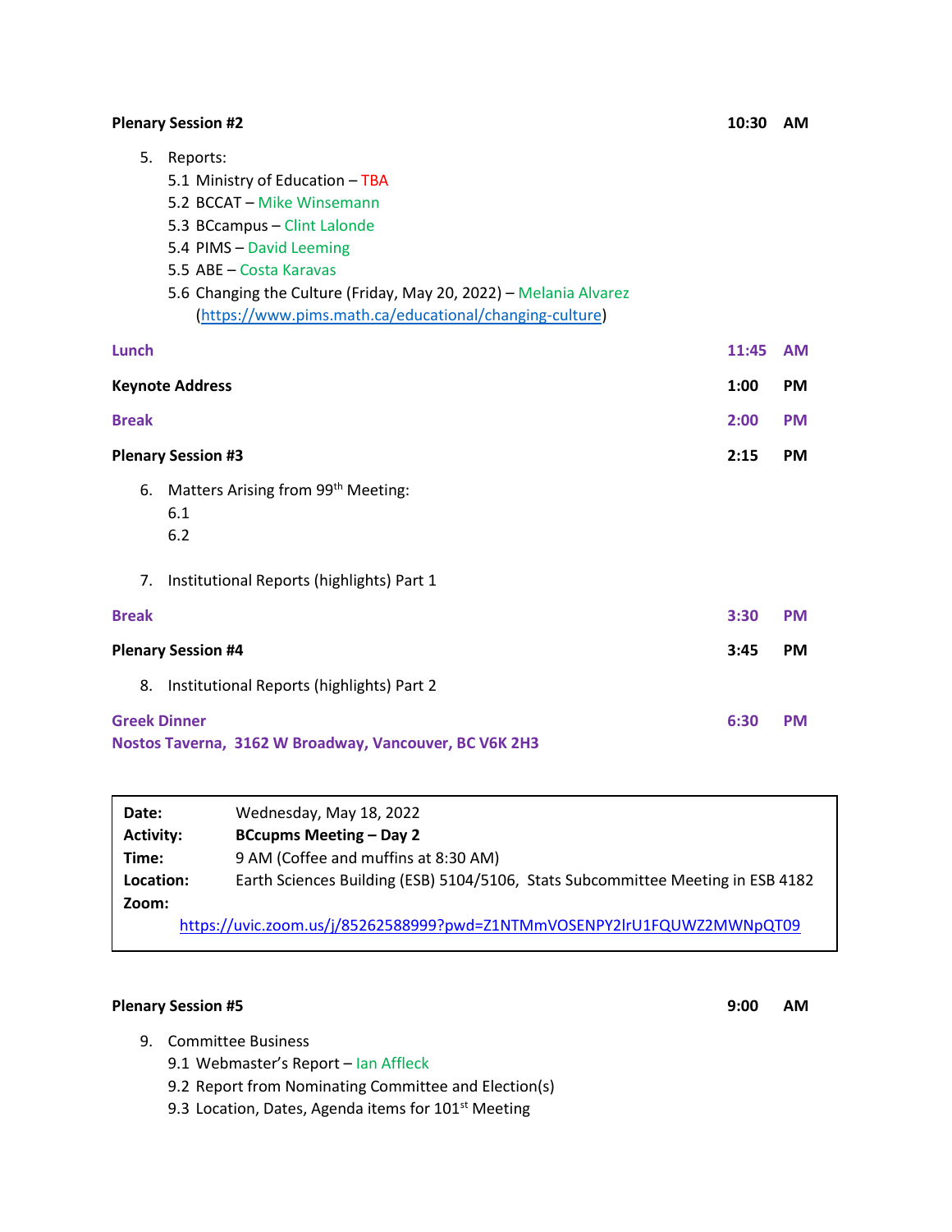**Plenary Session #2** 10:30 AM

5. Reports:
   - 5.1 Ministry of Education – TBA
   - 5.2 BCCAT – Mike Winsemann
   - 5.3 BCcampus – Clint Lalonde
   - 5.4 PIMS – David Leeming
   - 5.5 ABE – Costa Karavas
   - 5.6 Changing the Culture (Friday, May 20, 2022) – Melania Alvarez (https://www.pims.math.ca/educational/changing-culture)

**Lunch** 11:45 AM

**Keynote Address** 1:00 PM

**Break** 2:00 PM

**Plenary Session #3** 2:15 PM

6. Matters Arising from 99th Meeting:
   - 6.1
   - 6.2

7. Institutional Reports (highlights) Part 1

**Break** 3:30 PM

**Plenary Session #4** 3:45 PM

8. Institutional Reports (highlights) Part 2

**Greek Dinner** 6:30 PM
**Nostos Taverna, 3162 W Broadway, Vancouver, BC V6K 2H3**

| | |
|---|---|
| **Date:** | Wednesday, May 18, 2022 |
| **Activity:** | **BCcupms Meeting – Day 2** |
| **Time:** | 9 AM (Coffee and muffins at 8:30 AM) |
| **Location:** | Earth Sciences Building (ESB) 5104/5106, Stats Subcommittee Meeting in ESB 4182 |
| **Zoom:** | https://uvic.zoom.us/j/85262588999?pwd=Z1NTMmVOSENPY2lrU1FQUWZ2MWNpQT09 |

**Plenary Session #5** 9:00 AM

9. Committee Business
   - 9.1 Webmaster's Report – Ian Affleck
   - 9.2 Report from Nominating Committee and Election(s)
   - 9.3 Location, Dates, Agenda items for 101st Meeting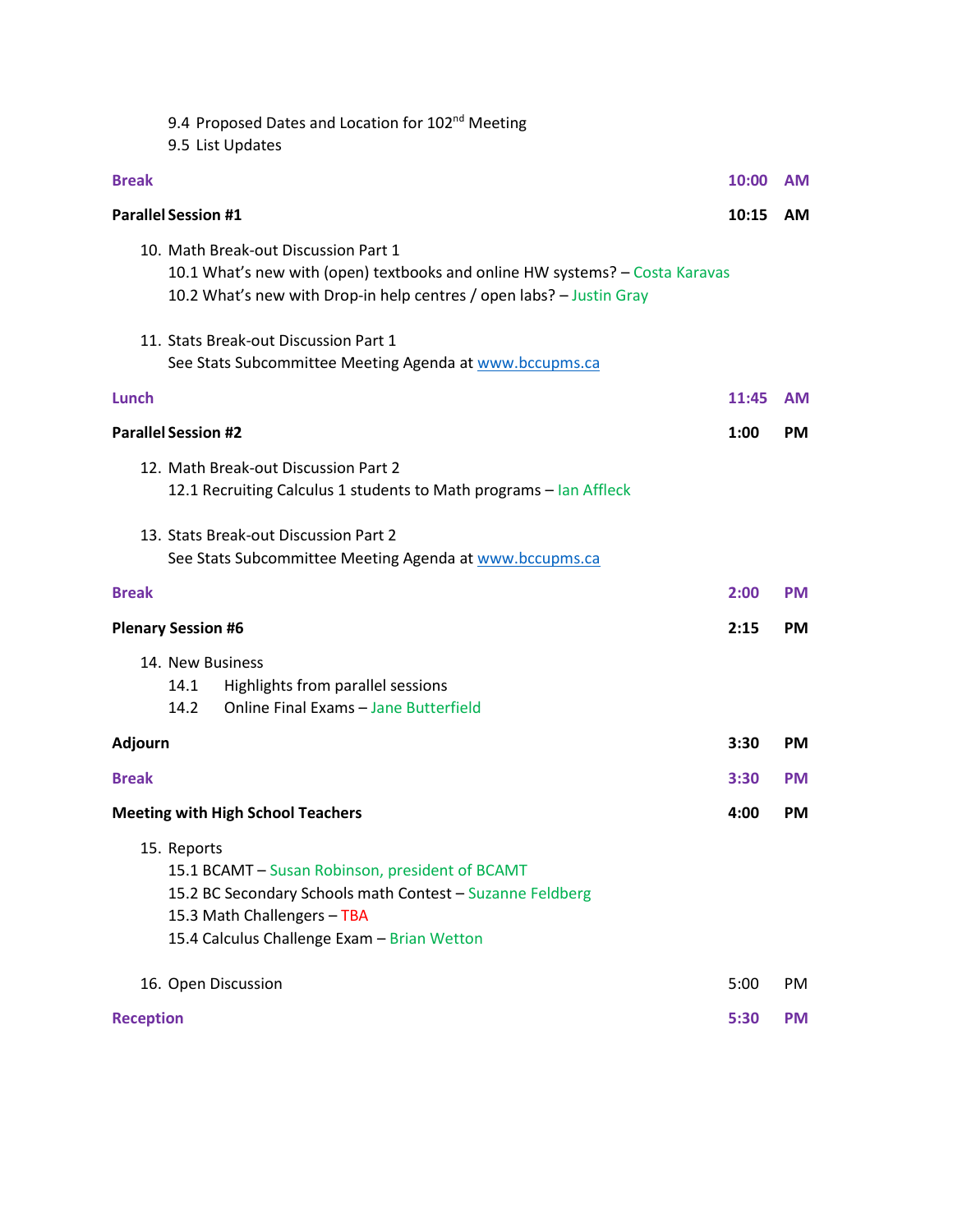9.4 Proposed Dates and Location for 102nd Meeting
9.5 List Updates

| | |
|---|---|
| **Break** | **10:00 AM** |
| **Parallel Session #1** | **10:15 AM** |

10. Math Break-out Discussion Part 1
    - 10.1 What's new with (open) textbooks and online HW systems? – Costa Karavas
    - 10.2 What's new with Drop-in help centres / open labs? – Justin Gray

11. Stats Break-out Discussion Part 1
    See Stats Subcommittee Meeting Agenda at www.bccupms.ca

| | |
|---|---|
| **Lunch** | **11:45 AM** |
| **Parallel Session #2** | **1:00 PM** |

12. Math Break-out Discussion Part 2
    - 12.1 Recruiting Calculus 1 students to Math programs – Ian Affleck

13. Stats Break-out Discussion Part 2
    See Stats Subcommittee Meeting Agenda at www.bccupms.ca

| | |
|---|---|
| **Break** | **2:00 PM** |
| **Plenary Session #6** | **2:15 PM** |

14. New Business
    - 14.1 Highlights from parallel sessions
    - 14.2 Online Final Exams – Jane Butterfield

| | |
|---|---|
| **Adjourn** | **3:30 PM** |
| **Break** | **3:30 PM** |
| **Meeting with High School Teachers** | **4:00 PM** |

15. Reports
    - 15.1 BCAMT – Susan Robinson, president of BCAMT
    - 15.2 BC Secondary Schools math Contest – Suzanne Feldberg
    - 15.3 Math Challengers – TBA
    - 15.4 Calculus Challenge Exam – Brian Wetton

16. Open Discussion 5:00 PM

| | |
|---|---|
| **Reception** | **5:30 PM** |